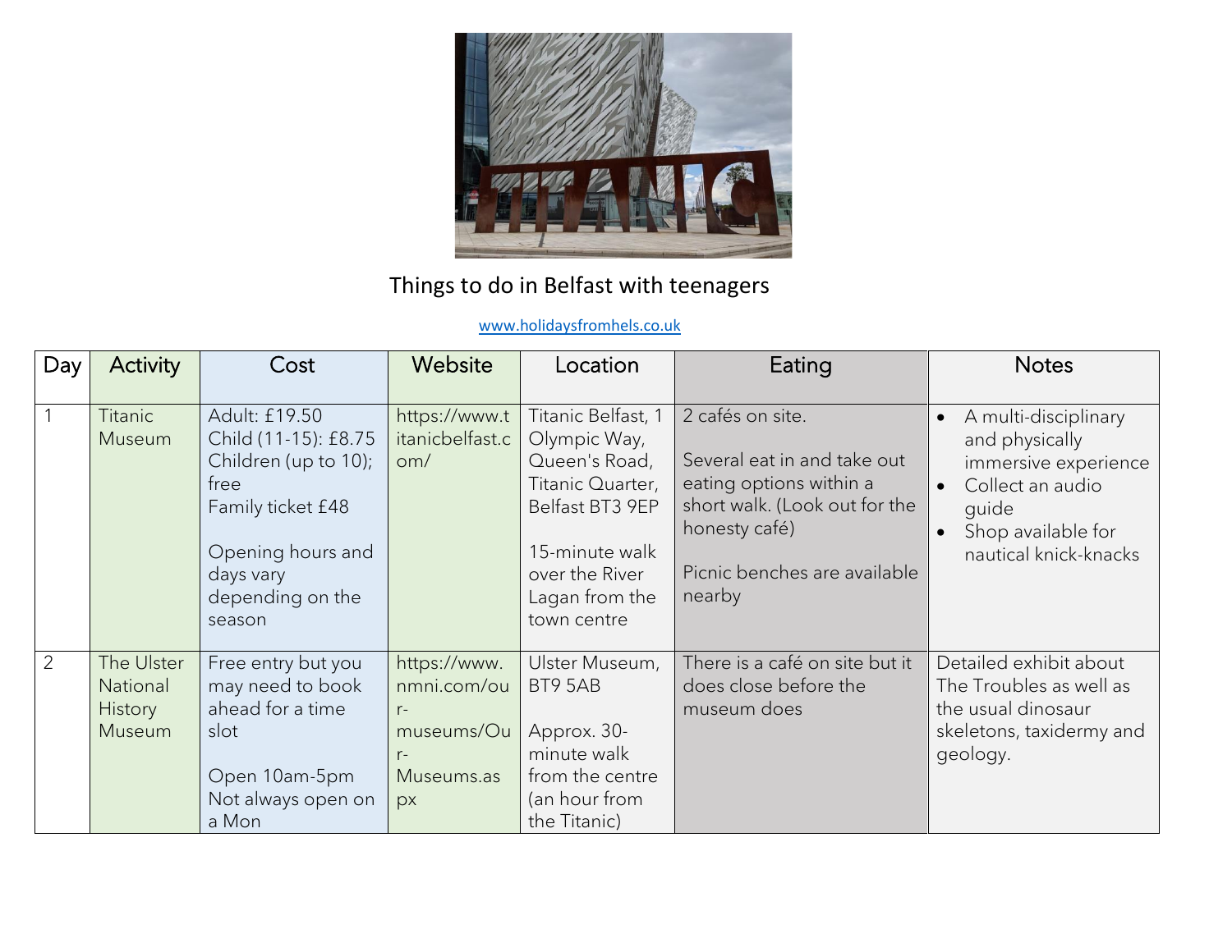# Things to do in Belfast with teenagers

www.holidaysfromhels.co.uk

| Day | Activity | Cost | Website | Location | Eating | Notes |
|---|---|---|---|---|---|---|
| 1 | Titanic Museum | Adult: £19.50<br>Child (11-15): £8.75<br>Children (up to 10); free<br>Family ticket £48<br><br>Opening hours and days vary depending on the season | https://www.titanicbelfast.com/ | Titanic Belfast, 1 Olympic Way, Queen's Road, Titanic Quarter, Belfast BT3 9EP<br><br>15-minute walk over the River Lagan from the town centre | 2 cafés on site.<br><br>Several eat in and take out eating options within a short walk. (Look out for the honesty café)<br><br>Picnic benches are available nearby | • A multi-disciplinary and physically immersive experience<br>• Collect an audio guide<br>• Shop available for nautical knick-knacks |
| 2 | The Ulster National History Museum | Free entry but you may need to book ahead for a time slot<br><br>Open 10am-5pm<br>Not always open on a Mon | https://www.nmni.com/our-museums/Our-Museums.aspx | Ulster Museum, BT9 5AB<br><br>Approx. 30-minute walk from the centre (an hour from the Titanic) | There is a café on site but it does close before the museum does | Detailed exhibit about The Troubles as well as the usual dinosaur skeletons, taxidermy and geology. |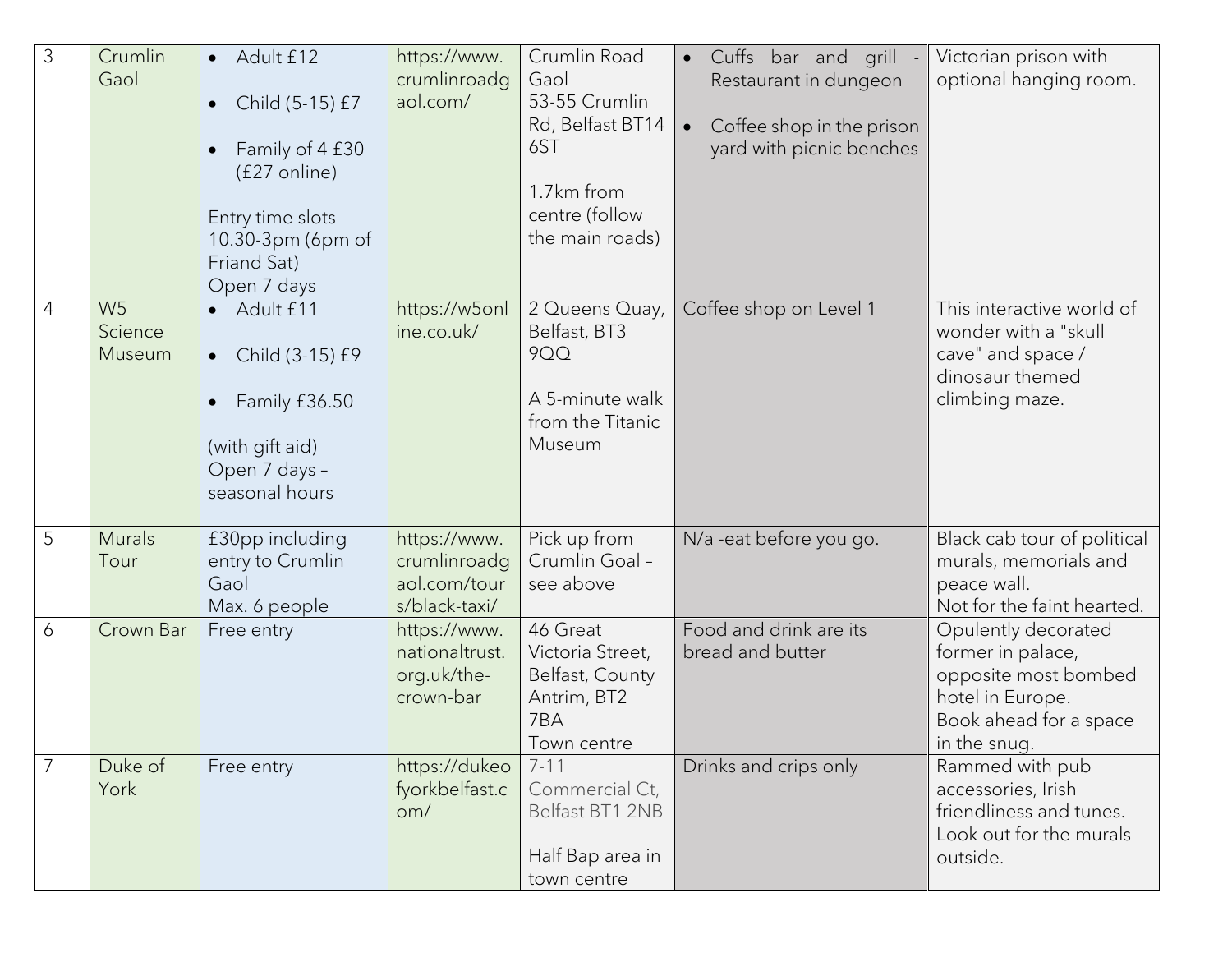| 3 | Crumlin Gaol | <ul><li>Adult £12</li><li>Child (5-15) £7</li><li>Family of 4 £30 (£27 online)</li></ul>Entry time slots 10.30-3pm (6pm of Friand Sat)<br>Open 7 days | https://www.crumlinroadgaol.com/ | Crumlin Road Gaol<br>53-55 Crumlin Rd, Belfast BT14 6ST<br><br>1.7km from centre (follow the main roads) | <ul><li>Cuffs bar and grill - Restaurant in dungeon</li><li>Coffee shop in the prison yard with picnic benches</li></ul> | Victorian prison with optional hanging room. |
|---|---|---|---|---|---|---|
| 4 | W5 Science Museum | <ul><li>Adult £11</li><li>Child (3-15) £9</li><li>Family £36.50</li></ul>(with gift aid)<br>Open 7 days – seasonal hours | https://w5online.co.uk/ | 2 Queens Quay, Belfast, BT3 9QQ<br><br>A 5-minute walk from the Titanic Museum | Coffee shop on Level 1 | This interactive world of wonder with a "skull cave" and space / dinosaur themed climbing maze. |
| 5 | Murals Tour | £30pp including entry to Crumlin Gaol<br>Max. 6 people | https://www.crumlinroadgaol.com/tours/black-taxi/ | Pick up from Crumlin Goal – see above | N/a -eat before you go. | Black cab tour of political murals, memorials and peace wall.<br>Not for the faint hearted. |
| 6 | Crown Bar | Free entry | https://www.nationaltrust.org.uk/the-crown-bar | 46 Great Victoria Street, Belfast, County Antrim, BT2 7BA<br>Town centre | Food and drink are its bread and butter | Opulently decorated former in palace, opposite most bombed hotel in Europe.<br>Book ahead for a space in the snug. |
| 7 | Duke of York | Free entry | https://dukeofyorkbelfast.com/ | 7-11 Commercial Ct, Belfast BT1 2NB<br><br>Half Bap area in town centre | Drinks and crips only | Rammed with pub accessories, Irish friendliness and tunes.<br>Look out for the murals outside. |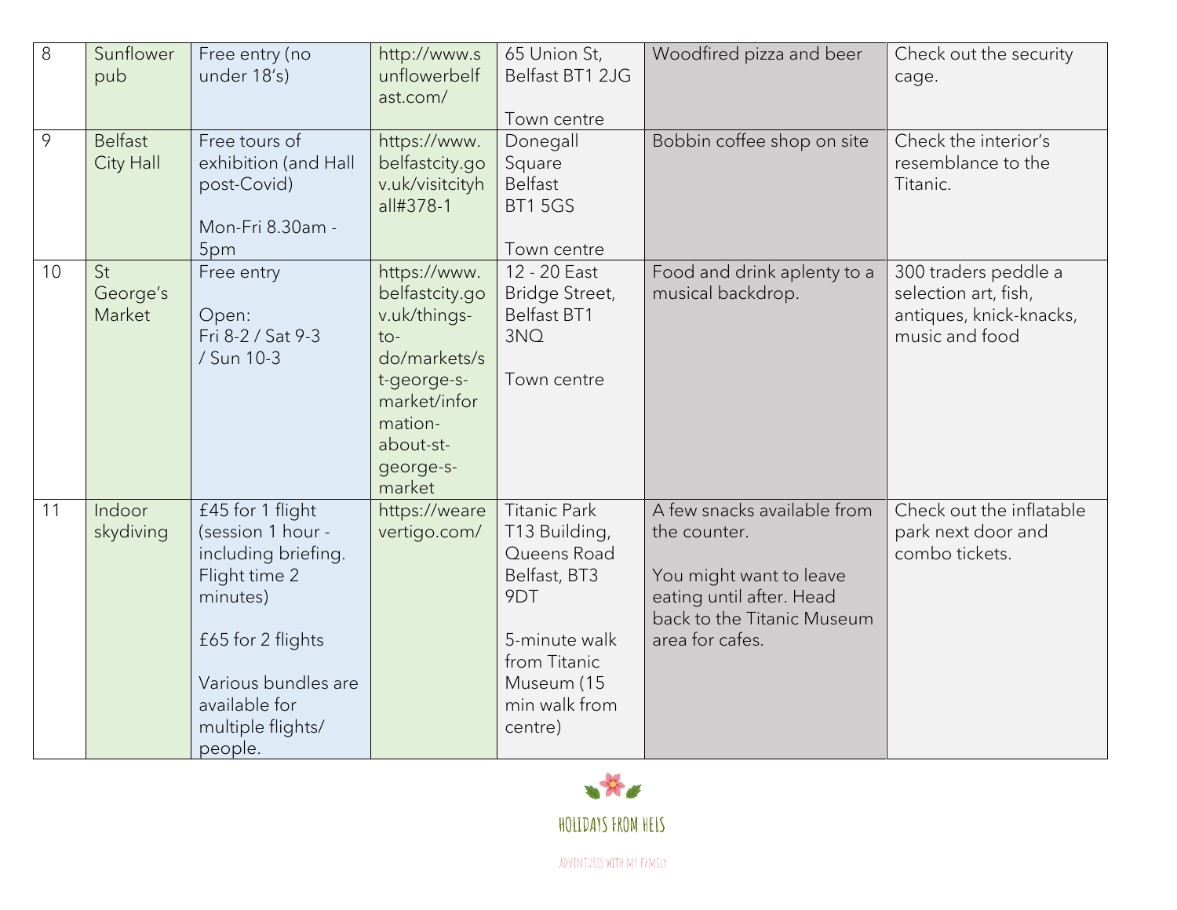| | | | | | | |
|---|---|---|---|---|---|---|
| 8 | Sunflower pub | Free entry (no under 18's) | http://www.sunflowerbelfast.com/ | 65 Union St, Belfast BT1 2JG<br><br>Town centre | Woodfired pizza and beer | Check out the security cage. |
| 9 | Belfast City Hall | Free tours of exhibition (and Hall post-Covid)<br><br>Mon-Fri 8.30am - 5pm | https://www.belfastcity.gov.uk/visitcityhall#378-1 | Donegall Square Belfast BT1 5GS<br><br>Town centre | Bobbin coffee shop on site | Check the interior's resemblance to the Titanic. |
| 10 | St George's Market | Free entry<br><br>Open:<br>Fri 8-2 / Sat 9-3 / Sun 10-3 | https://www.belfastcity.gov.uk/things-to-do/markets/st-george-s-market/information-about-st-george-s-market | 12 - 20 East Bridge Street, Belfast BT1 3NQ<br><br>Town centre | Food and drink aplenty to a musical backdrop. | 300 traders peddle a selection art, fish, antiques, knick-knacks, music and food |
| 11 | Indoor skydiving | £45 for 1 flight (session 1 hour - including briefing. Flight time 2 minutes)<br><br>£65 for 2 flights<br><br>Various bundles are available for multiple flights/ people. | https://wearevertigo.com/ | Titanic Park T13 Building, Queens Road Belfast, BT3 9DT<br><br>5-minute walk from Titanic Museum (15 min walk from centre) | A few snacks available from the counter.<br><br>You might want to leave eating until after. Head back to the Titanic Museum area for cafes. | Check out the inflatable park next door and combo tickets. |

HOLIDAYS FROM HELS

ADVENTURES WITH MY FAMILY